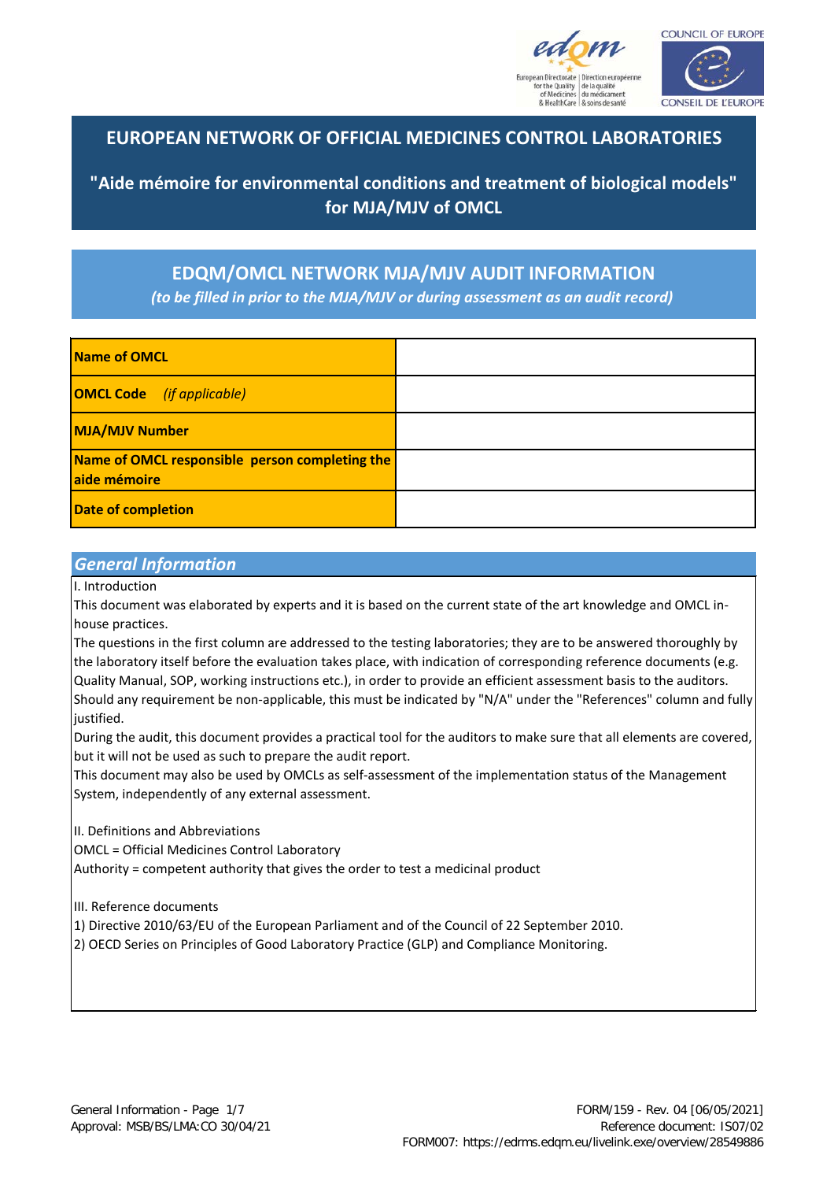# EUROPEAN NETWORK OF OFFICIAL MEDICINES CONTROL LABORATORIES

## "Aide mémoire for environmental conditions and treatment of biological models" for MJA/MJV of OMCL

## EDQM/OMCL NETWORK MJA/MJV AUDIT INFORMATION

*(to be filled in prior to the MJA/MJV or during assessment as an audit record)*

| | |
|---|---|
| **Name of OMCL** | |
| **OMCL Code** *(if applicable)* | |
| **MJA/MJV Number** | |
| **Name of OMCL responsible person completing the aide mémoire** | |
| **Date of completion** | |

### *General Information*

I. Introduction

This document was elaborated by experts and it is based on the current state of the art knowledge and OMCL in-house practices.

The questions in the first column are addressed to the testing laboratories; they are to be answered thoroughly by the laboratory itself before the evaluation takes place, with indication of corresponding reference documents (e.g. Quality Manual, SOP, working instructions etc.), in order to provide an efficient assessment basis to the auditors. Should any requirement be non-applicable, this must be indicated by "N/A" under the "References" column and fully justified.

During the audit, this document provides a practical tool for the auditors to make sure that all elements are covered, but it will not be used as such to prepare the audit report.

This document may also be used by OMCLs as self-assessment of the implementation status of the Management System, independently of any external assessment.

II. Definitions and Abbreviations

OMCL = Official Medicines Control Laboratory

Authority = competent authority that gives the order to test a medicinal product

III. Reference documents

1) Directive 2010/63/EU of the European Parliament and of the Council of 22 September 2010.

2) OECD Series on Principles of Good Laboratory Practice (GLP) and Compliance Monitoring.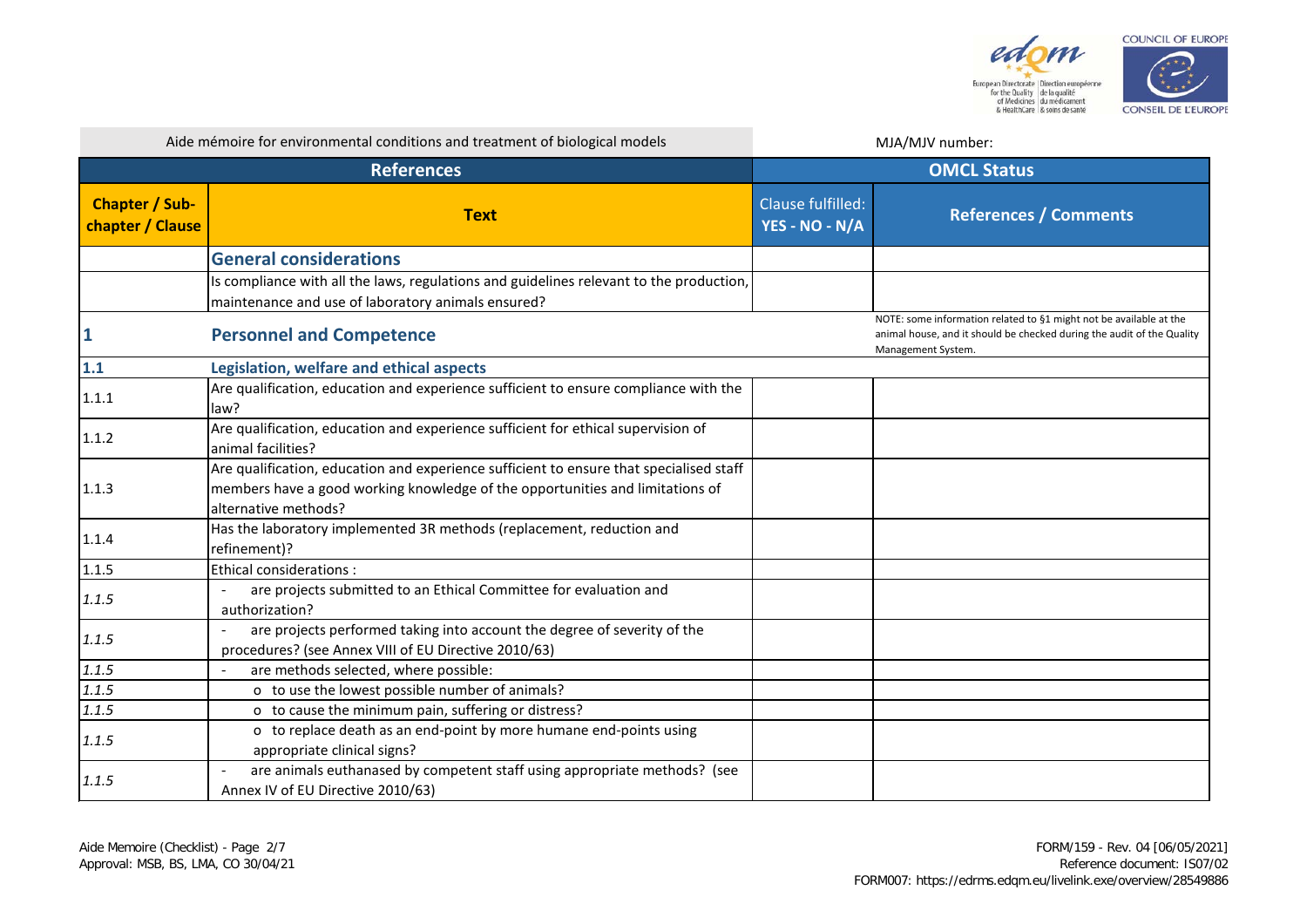| Aide mémoire for environmental conditions and treatment of biological models | | MJA/MJV number: | |
|---|---|---|---|
| **References** | | **OMCL Status** | |
| **Chapter / Sub-chapter / Clause** | **Text** | **Clause fulfilled: YES - NO - N/A** | **References / Comments** |
| | **General considerations** | | |
| | Is compliance with all the laws, regulations and guidelines relevant to the production, maintenance and use of laboratory animals ensured? | | |
| **1** | **Personnel and Competence** | | NOTE: some information related to §1 might not be available at the animal house, and it should be checked during the audit of the Quality Management System. |
| **1.1** | **Legislation, welfare and ethical aspects** | | |
| 1.1.1 | Are qualification, education and experience sufficient to ensure compliance with the law? | | |
| 1.1.2 | Are qualification, education and experience sufficient for ethical supervision of animal facilities? | | |
| 1.1.3 | Are qualification, education and experience sufficient to ensure that specialised staff members have a good working knowledge of the opportunities and limitations of alternative methods? | | |
| 1.1.4 | Has the laboratory implemented 3R methods (replacement, reduction and refinement)? | | |
| 1.1.5 | Ethical considerations : | | |
| *1.1.5* | - are projects submitted to an Ethical Committee for evaluation and authorization? | | |
| *1.1.5* | - are projects performed taking into account the degree of severity of the procedures? (see Annex VIII of EU Directive 2010/63) | | |
| *1.1.5* | - are methods selected, where possible: | | |
| *1.1.5* | o to use the lowest possible number of animals? | | |
| *1.1.5* | o to cause the minimum pain, suffering or distress? | | |
| *1.1.5* | o to replace death as an end-point by more humane end-points using appropriate clinical signs? | | |
| *1.1.5* | - are animals euthanased by competent staff using appropriate methods? (see Annex IV of EU Directive 2010/63) | | |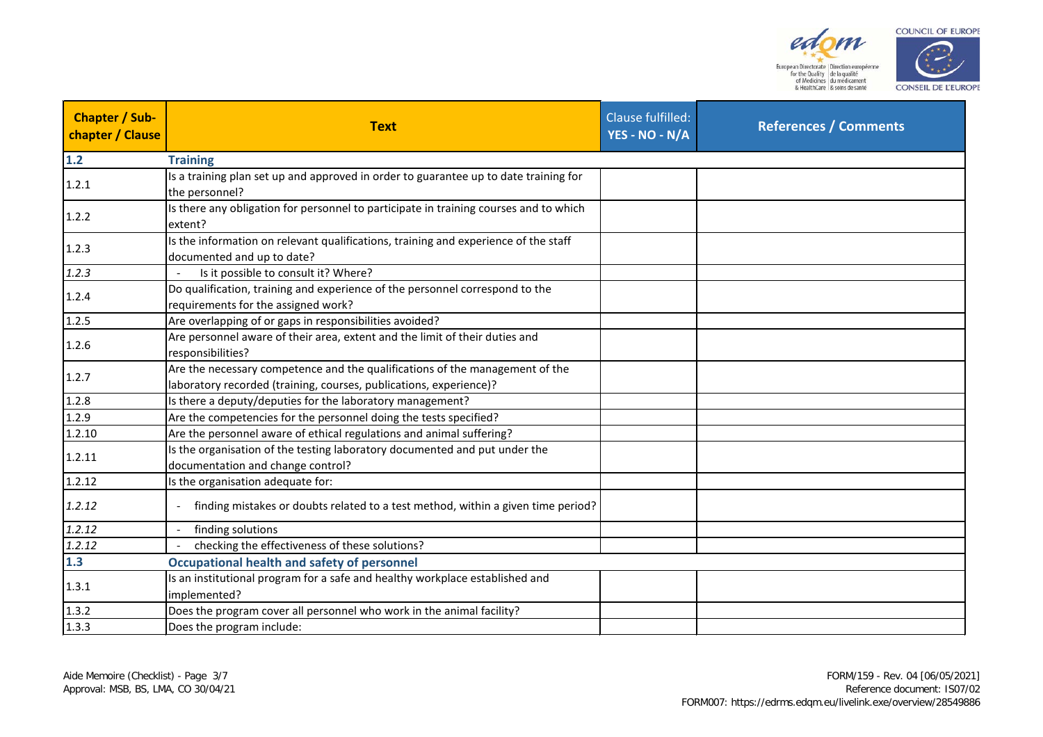| Chapter / Sub-chapter / Clause | Text | Clause fulfilled: YES - NO - N/A | References / Comments |
|---|---|---|---|
| **1.2** | **Training** | | |
| 1.2.1 | Is a training plan set up and approved in order to guarantee up to date training for the personnel? | | |
| 1.2.2 | Is there any obligation for personnel to participate in training courses and to which extent? | | |
| 1.2.3 | Is the information on relevant qualifications, training and experience of the staff documented and up to date? | | |
| *1.2.3* | - Is it possible to consult it? Where? | | |
| 1.2.4 | Do qualification, training and experience of the personnel correspond to the requirements for the assigned work? | | |
| 1.2.5 | Are overlapping of or gaps in responsibilities avoided? | | |
| 1.2.6 | Are personnel aware of their area, extent and the limit of their duties and responsibilities? | | |
| 1.2.7 | Are the necessary competence and the qualifications of the management of the laboratory recorded (training, courses, publications, experience)? | | |
| 1.2.8 | Is there a deputy/deputies for the laboratory management? | | |
| 1.2.9 | Are the competencies for the personnel doing the tests specified? | | |
| 1.2.10 | Are the personnel aware of ethical regulations and animal suffering? | | |
| 1.2.11 | Is the organisation of the testing laboratory documented and put under the documentation and change control? | | |
| 1.2.12 | Is the organisation adequate for: | | |
| *1.2.12* | - finding mistakes or doubts related to a test method, within a given time period? | | |
| *1.2.12* | - finding solutions | | |
| *1.2.12* | - checking the effectiveness of these solutions? | | |
| **1.3** | **Occupational health and safety of personnel** | | |
| 1.3.1 | Is an institutional program for a safe and healthy workplace established and implemented? | | |
| 1.3.2 | Does the program cover all personnel who work in the animal facility? | | |
| 1.3.3 | Does the program include: | | |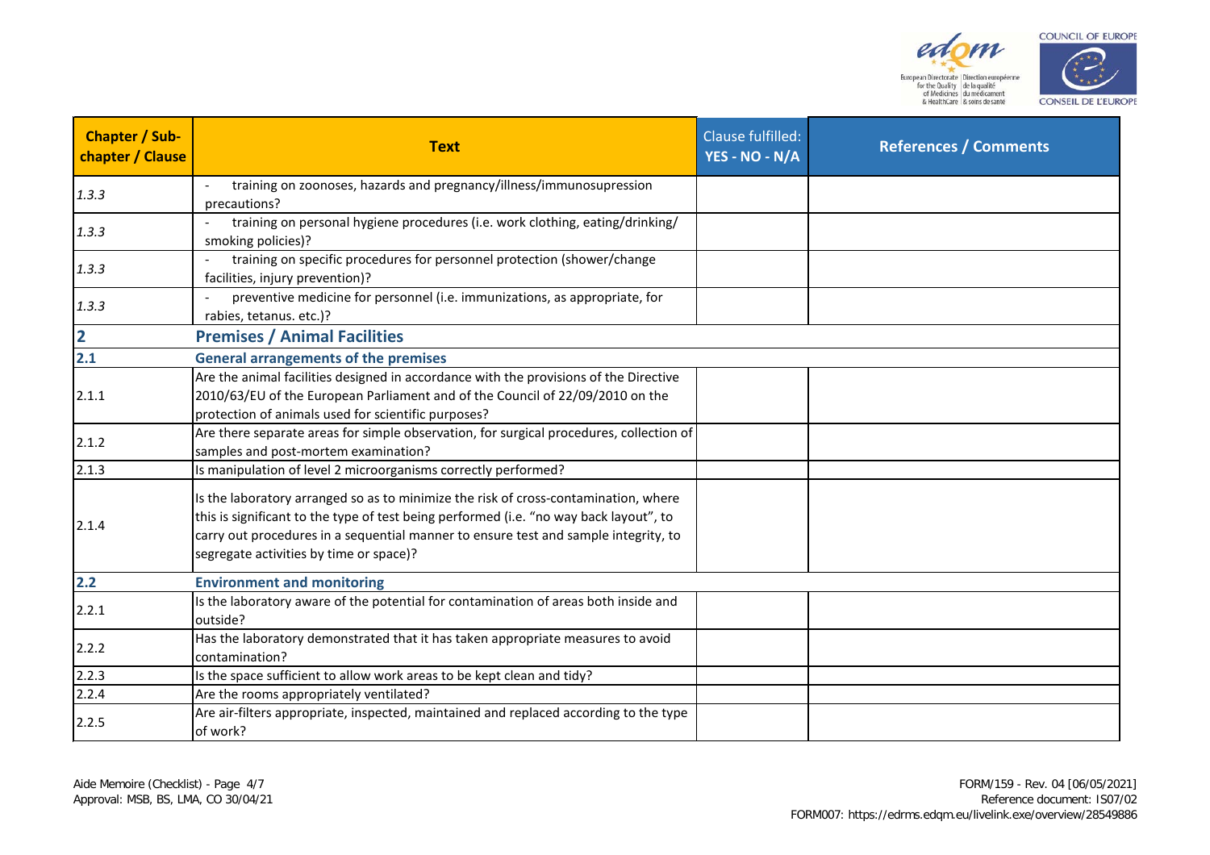| Chapter / Sub-chapter / Clause | Text | Clause fulfilled: YES - NO - N/A | References / Comments |
|---|---|---|---|
| *1.3.3* | - training on zoonoses, hazards and pregnancy/illness/immunosupression precautions? | | |
| *1.3.3* | - training on personal hygiene procedures (i.e. work clothing, eating/drinking/ smoking policies)? | | |
| *1.3.3* | - training on specific procedures for personnel protection (shower/change facilities, injury prevention)? | | |
| *1.3.3* | - preventive medicine for personnel (i.e. immunizations, as appropriate, for rabies, tetanus. etc.)? | | |
| **2** | **Premises / Animal Facilities** | | |
| **2.1** | **General arrangements of the premises** | | |
| 2.1.1 | Are the animal facilities designed in accordance with the provisions of the Directive 2010/63/EU of the European Parliament and of the Council of 22/09/2010 on the protection of animals used for scientific purposes? | | |
| 2.1.2 | Are there separate areas for simple observation, for surgical procedures, collection of samples and post-mortem examination? | | |
| 2.1.3 | Is manipulation of level 2 microorganisms correctly performed? | | |
| 2.1.4 | Is the laboratory arranged so as to minimize the risk of cross-contamination, where this is significant to the type of test being performed (i.e. "no way back layout", to carry out procedures in a sequential manner to ensure test and sample integrity, to segregate activities by time or space)? | | |
| **2.2** | **Environment and monitoring** | | |
| 2.2.1 | Is the laboratory aware of the potential for contamination of areas both inside and outside? | | |
| 2.2.2 | Has the laboratory demonstrated that it has taken appropriate measures to avoid contamination? | | |
| 2.2.3 | Is the space sufficient to allow work areas to be kept clean and tidy? | | |
| 2.2.4 | Are the rooms appropriately ventilated? | | |
| 2.2.5 | Are air-filters appropriate, inspected, maintained and replaced according to the type of work? | | |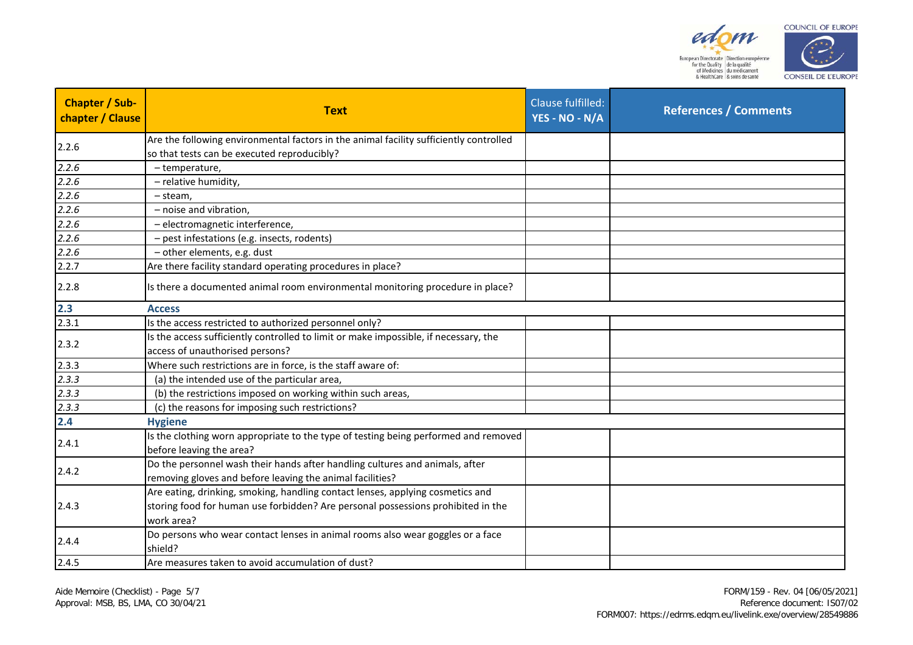| Chapter / Sub-chapter / Clause | Text | Clause fulfilled: YES - NO - N/A | References / Comments |
|---|---|---|---|
| 2.2.6 | Are the following environmental factors in the animal facility sufficiently controlled so that tests can be executed reproducibly? | | |
| *2.2.6* | – temperature, | | |
| *2.2.6* | – relative humidity, | | |
| *2.2.6* | – steam, | | |
| *2.2.6* | – noise and vibration, | | |
| *2.2.6* | – electromagnetic interference, | | |
| *2.2.6* | – pest infestations (e.g. insects, rodents) | | |
| *2.2.6* | – other elements, e.g. dust | | |
| 2.2.7 | Are there facility standard operating procedures in place? | | |
| 2.2.8 | Is there a documented animal room environmental monitoring procedure in place? | | |
| **2.3** | **Access** | | |
| 2.3.1 | Is the access restricted to authorized personnel only? | | |
| 2.3.2 | Is the access sufficiently controlled to limit or make impossible, if necessary, the access of unauthorised persons? | | |
| 2.3.3 | Where such restrictions are in force, is the staff aware of: | | |
| *2.3.3* | (a) the intended use of the particular area, | | |
| *2.3.3* | (b) the restrictions imposed on working within such areas, | | |
| *2.3.3* | (c) the reasons for imposing such restrictions? | | |
| **2.4** | **Hygiene** | | |
| 2.4.1 | Is the clothing worn appropriate to the type of testing being performed and removed before leaving the area? | | |
| 2.4.2 | Do the personnel wash their hands after handling cultures and animals, after removing gloves and before leaving the animal facilities? | | |
| 2.4.3 | Are eating, drinking, smoking, handling contact lenses, applying cosmetics and storing food for human use forbidden? Are personal possessions prohibited in the work area? | | |
| 2.4.4 | Do persons who wear contact lenses in animal rooms also wear goggles or a face shield? | | |
| 2.4.5 | Are measures taken to avoid accumulation of dust? | | |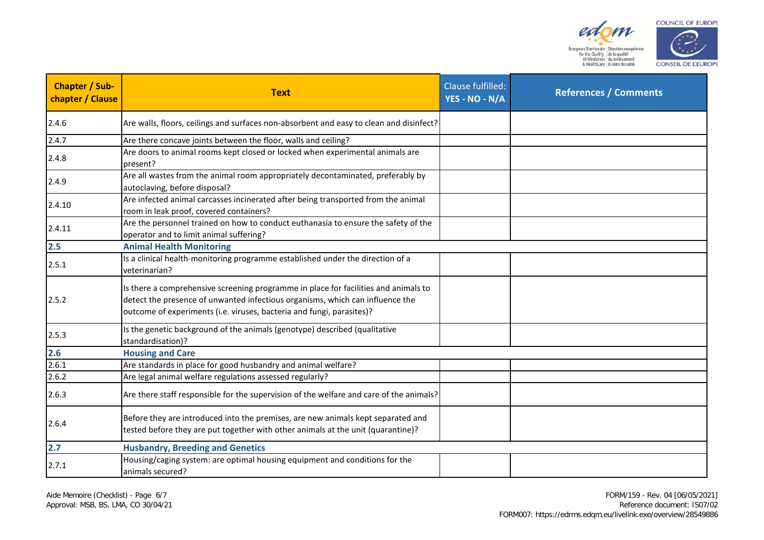| Chapter / Sub-chapter / Clause | Text | Clause fulfilled: YES - NO - N/A | References / Comments |
|---|---|---|---|
| 2.4.6 | Are walls, floors, ceilings and surfaces non-absorbent and easy to clean and disinfect? | | |
| 2.4.7 | Are there concave joints between the floor, walls and ceiling? | | |
| 2.4.8 | Are doors to animal rooms kept closed or locked when experimental animals are present? | | |
| 2.4.9 | Are all wastes from the animal room appropriately decontaminated, preferably by autoclaving, before disposal? | | |
| 2.4.10 | Are infected animal carcasses incinerated after being transported from the animal room in leak proof, covered containers? | | |
| 2.4.11 | Are the personnel trained on how to conduct euthanasia to ensure the safety of the operator and to limit animal suffering? | | |
| **2.5** | **Animal Health Monitoring** | | |
| 2.5.1 | Is a clinical health-monitoring programme established under the direction of a veterinarian? | | |
| 2.5.2 | Is there a comprehensive screening programme in place for facilities and animals to detect the presence of unwanted infectious organisms, which can influence the outcome of experiments (i.e. viruses, bacteria and fungi, parasites)? | | |
| 2.5.3 | Is the genetic background of the animals (genotype) described (qualitative standardisation)? | | |
| **2.6** | **Housing and Care** | | |
| 2.6.1 | Are standards in place for good husbandry and animal welfare? | | |
| 2.6.2 | Are legal animal welfare regulations assessed regularly? | | |
| 2.6.3 | Are there staff responsible for the supervision of the welfare and care of the animals? | | |
| 2.6.4 | Before they are introduced into the premises, are new animals kept separated and tested before they are put together with other animals at the unit (quarantine)? | | |
| **2.7** | **Husbandry, Breeding and Genetics** | | |
| 2.7.1 | Housing/caging system: are optimal housing equipment and conditions for the animals secured? | | |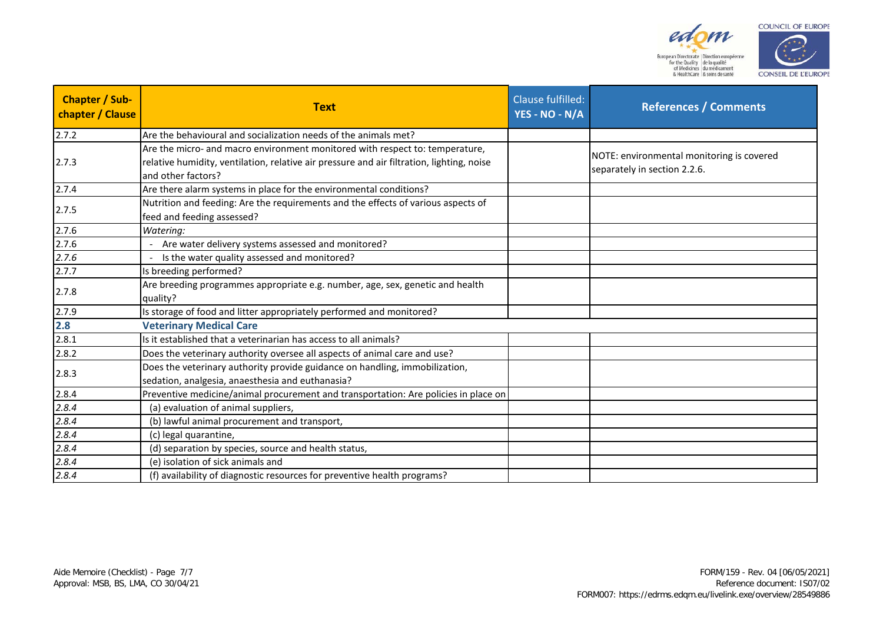| Chapter / Sub-chapter / Clause | Text | Clause fulfilled: YES - NO - N/A | References / Comments |
|---|---|---|---|
| 2.7.2 | Are the behavioural and socialization needs of the animals met? | | |
| 2.7.3 | Are the micro- and macro environment monitored with respect to: temperature, relative humidity, ventilation, relative air pressure and air filtration, lighting, noise and other factors? | | NOTE: environmental monitoring is covered separately in section 2.2.6. |
| 2.7.4 | Are there alarm systems in place for the environmental conditions? | | |
| 2.7.5 | Nutrition and feeding: Are the requirements and the effects of various aspects of feed and feeding assessed? | | |
| 2.7.6 | *Watering:* | | |
| 2.7.6 | - Are water delivery systems assessed and monitored? | | |
| *2.7.6* | - Is the water quality assessed and monitored? | | |
| 2.7.7 | Is breeding performed? | | |
| 2.7.8 | Are breeding programmes appropriate e.g. number, age, sex, genetic and health quality? | | |
| 2.7.9 | Is storage of food and litter appropriately performed and monitored? | | |
| **2.8** | **Veterinary Medical Care** | | |
| 2.8.1 | Is it established that a veterinarian has access to all animals? | | |
| 2.8.2 | Does the veterinary authority oversee all aspects of animal care and use? | | |
| 2.8.3 | Does the veterinary authority provide guidance on handling, immobilization, sedation, analgesia, anaesthesia and euthanasia? | | |
| 2.8.4 | Preventive medicine/animal procurement and transportation: Are policies in place on | | |
| *2.8.4* | (a) evaluation of animal suppliers, | | |
| *2.8.4* | (b) lawful animal procurement and transport, | | |
| *2.8.4* | (c) legal quarantine, | | |
| *2.8.4* | (d) separation by species, source and health status, | | |
| *2.8.4* | (e) isolation of sick animals and | | |
| *2.8.4* | (f) availability of diagnostic resources for preventive health programs? | | |

Aide Memoire (Checklist)
Approval: MSB, BS, LMA, CO 30/04/21

FORM/159 - Rev. 04 [06/05/2021]
Reference document: IS07/02
FORM007: https://edrms.edqm.eu/livelink.exe/overview/28549886